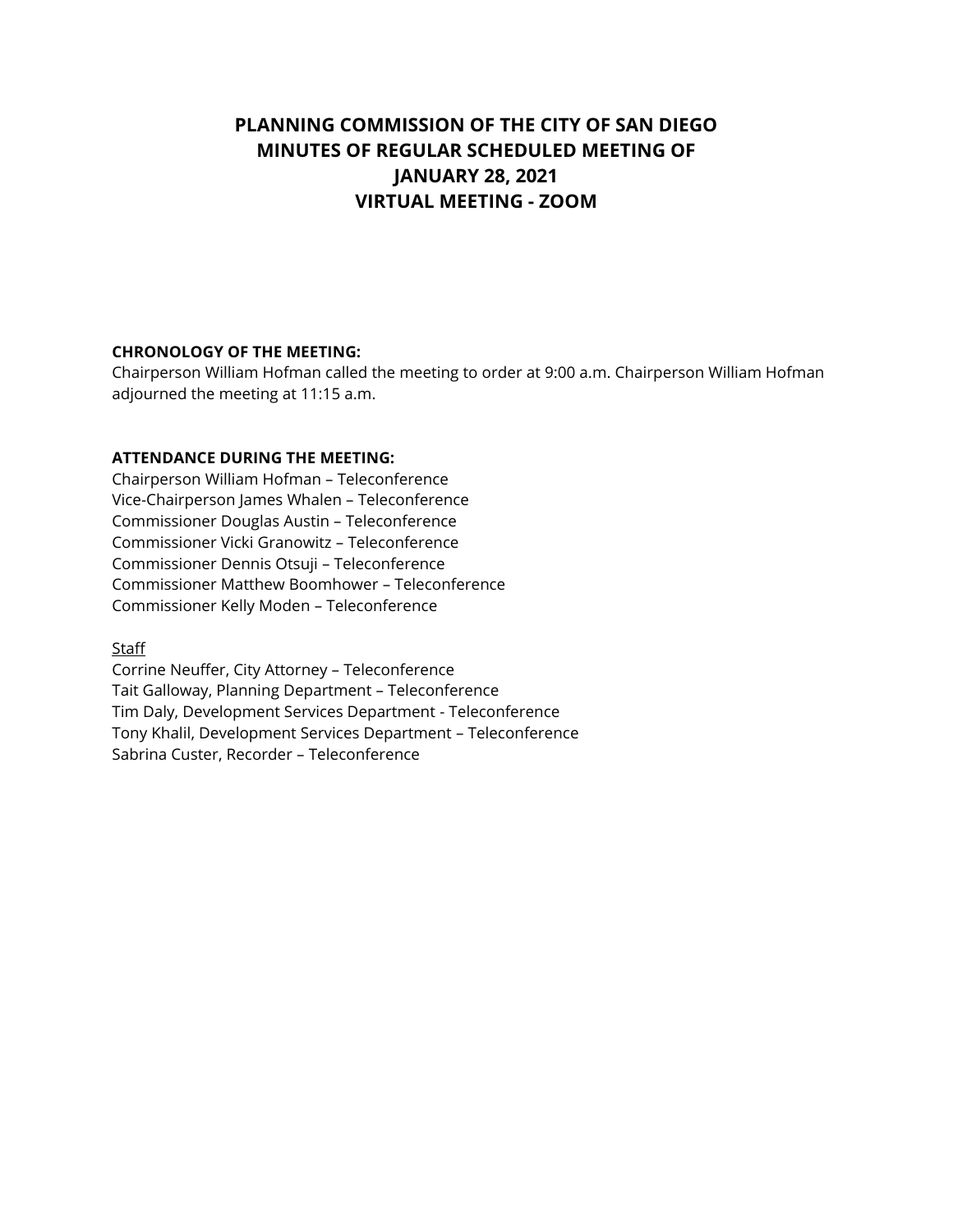# PLANNING COMMISSION OF THE CITY OF SAN DIEGO
# MINUTES OF REGULAR SCHEDULED MEETING OF
# JANUARY 28, 2021
# VIRTUAL MEETING - ZOOM

**CHRONOLOGY OF THE MEETING:**
Chairperson William Hofman called the meeting to order at 9:00 a.m. Chairperson William Hofman adjourned the meeting at 11:15 a.m.

**ATTENDANCE DURING THE MEETING:**
Chairperson William Hofman – Teleconference
Vice-Chairperson James Whalen – Teleconference
Commissioner Douglas Austin – Teleconference
Commissioner Vicki Granowitz – Teleconference
Commissioner Dennis Otsuji – Teleconference
Commissioner Matthew Boomhower – Teleconference
Commissioner Kelly Moden – Teleconference

Staff
Corrine Neuffer, City Attorney – Teleconference
Tait Galloway, Planning Department – Teleconference
Tim Daly, Development Services Department - Teleconference
Tony Khalil, Development Services Department – Teleconference
Sabrina Custer, Recorder – Teleconference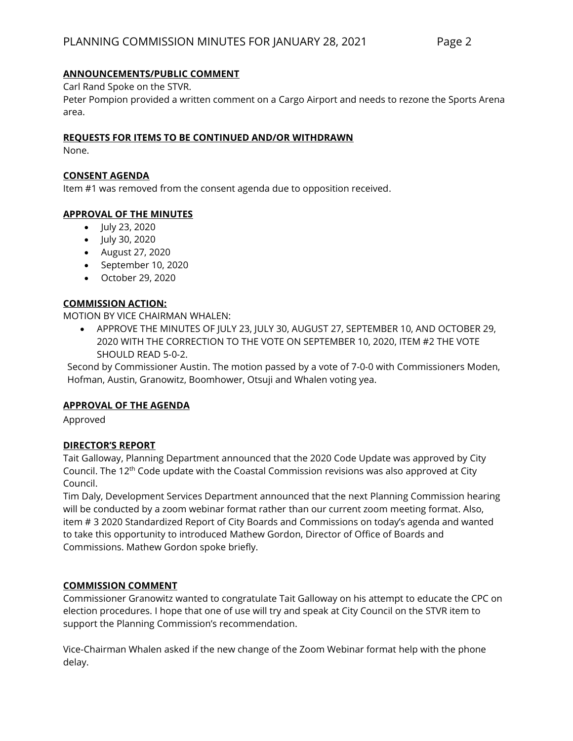## ANNOUNCEMENTS/PUBLIC COMMENT

Carl Rand Spoke on the STVR.

Peter Pompion provided a written comment on a Cargo Airport and needs to rezone the Sports Arena area.

## REQUESTS FOR ITEMS TO BE CONTINUED AND/OR WITHDRAWN

None.

## CONSENT AGENDA

Item #1 was removed from the consent agenda due to opposition received.

## APPROVAL OF THE MINUTES

- July 23, 2020
- July 30, 2020
- August 27, 2020
- September 10, 2020
- October 29, 2020

## COMMISSION ACTION:

MOTION BY VICE CHAIRMAN WHALEN:

- APPROVE THE MINUTES OF JULY 23, JULY 30, AUGUST 27, SEPTEMBER 10, AND OCTOBER 29, 2020 WITH THE CORRECTION TO THE VOTE ON SEPTEMBER 10, 2020, ITEM #2 THE VOTE SHOULD READ 5-0-2.

Second by Commissioner Austin. The motion passed by a vote of 7-0-0 with Commissioners Moden, Hofman, Austin, Granowitz, Boomhower, Otsuji and Whalen voting yea.

## APPROVAL OF THE AGENDA

Approved

## DIRECTOR'S REPORT

Tait Galloway, Planning Department announced that the 2020 Code Update was approved by City Council. The 12th Code update with the Coastal Commission revisions was also approved at City Council.

Tim Daly, Development Services Department announced that the next Planning Commission hearing will be conducted by a zoom webinar format rather than our current zoom meeting format. Also, item # 3 2020 Standardized Report of City Boards and Commissions on today's agenda and wanted to take this opportunity to introduced Mathew Gordon, Director of Office of Boards and Commissions. Mathew Gordon spoke briefly.

## COMMISSION COMMENT

Commissioner Granowitz wanted to congratulate Tait Galloway on his attempt to educate the CPC on election procedures. I hope that one of use will try and speak at City Council on the STVR item to support the Planning Commission's recommendation.

Vice-Chairman Whalen asked if the new change of the Zoom Webinar format help with the phone delay.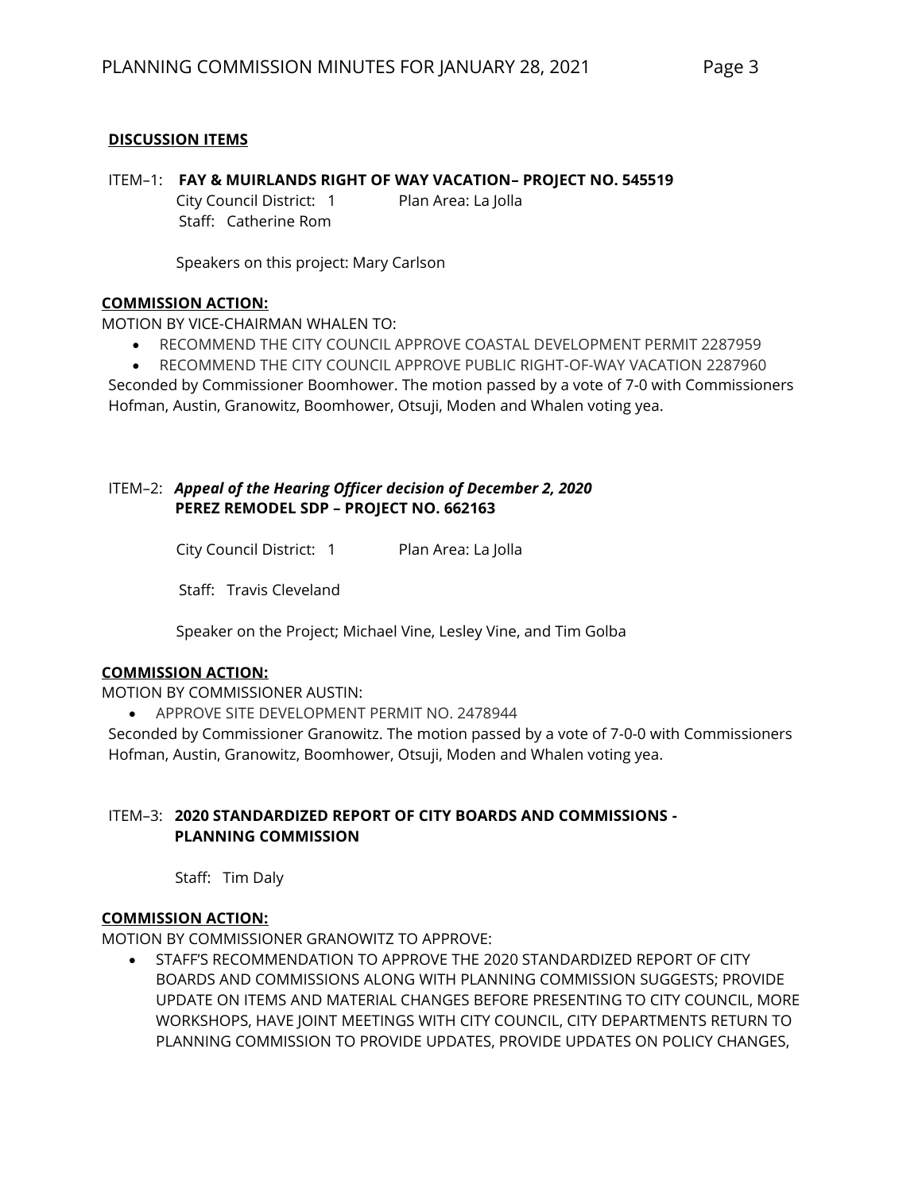**DISCUSSION ITEMS**

ITEM–1: **FAY & MUIRLANDS RIGHT OF WAY VACATION– PROJECT NO. 545519**

City Council District: 1 Plan Area: La Jolla

Staff: Catherine Rom

Speakers on this project: Mary Carlson

**COMMISSION ACTION:**

MOTION BY VICE-CHAIRMAN WHALEN TO:

- RECOMMEND THE CITY COUNCIL APPROVE COASTAL DEVELOPMENT PERMIT 2287959
- RECOMMEND THE CITY COUNCIL APPROVE PUBLIC RIGHT-OF-WAY VACATION 2287960

Seconded by Commissioner Boomhower. The motion passed by a vote of 7-0 with Commissioners Hofman, Austin, Granowitz, Boomhower, Otsuji, Moden and Whalen voting yea.

ITEM–2: ***Appeal of the Hearing Officer decision of December 2, 2020***
**PEREZ REMODEL SDP – PROJECT NO. 662163**

City Council District: 1 Plan Area: La Jolla

Staff: Travis Cleveland

Speaker on the Project; Michael Vine, Lesley Vine, and Tim Golba

**COMMISSION ACTION:**

MOTION BY COMMISSIONER AUSTIN:

- APPROVE SITE DEVELOPMENT PERMIT NO. 2478944

Seconded by Commissioner Granowitz. The motion passed by a vote of 7-0-0 with Commissioners Hofman, Austin, Granowitz, Boomhower, Otsuji, Moden and Whalen voting yea.

ITEM–3: **2020 STANDARDIZED REPORT OF CITY BOARDS AND COMMISSIONS - PLANNING COMMISSION**

Staff: Tim Daly

**COMMISSION ACTION:**

MOTION BY COMMISSIONER GRANOWITZ TO APPROVE:

- STAFF'S RECOMMENDATION TO APPROVE THE 2020 STANDARDIZED REPORT OF CITY BOARDS AND COMMISSIONS ALONG WITH PLANNING COMMISSION SUGGESTS; PROVIDE UPDATE ON ITEMS AND MATERIAL CHANGES BEFORE PRESENTING TO CITY COUNCIL, MORE WORKSHOPS, HAVE JOINT MEETINGS WITH CITY COUNCIL, CITY DEPARTMENTS RETURN TO PLANNING COMMISSION TO PROVIDE UPDATES, PROVIDE UPDATES ON POLICY CHANGES,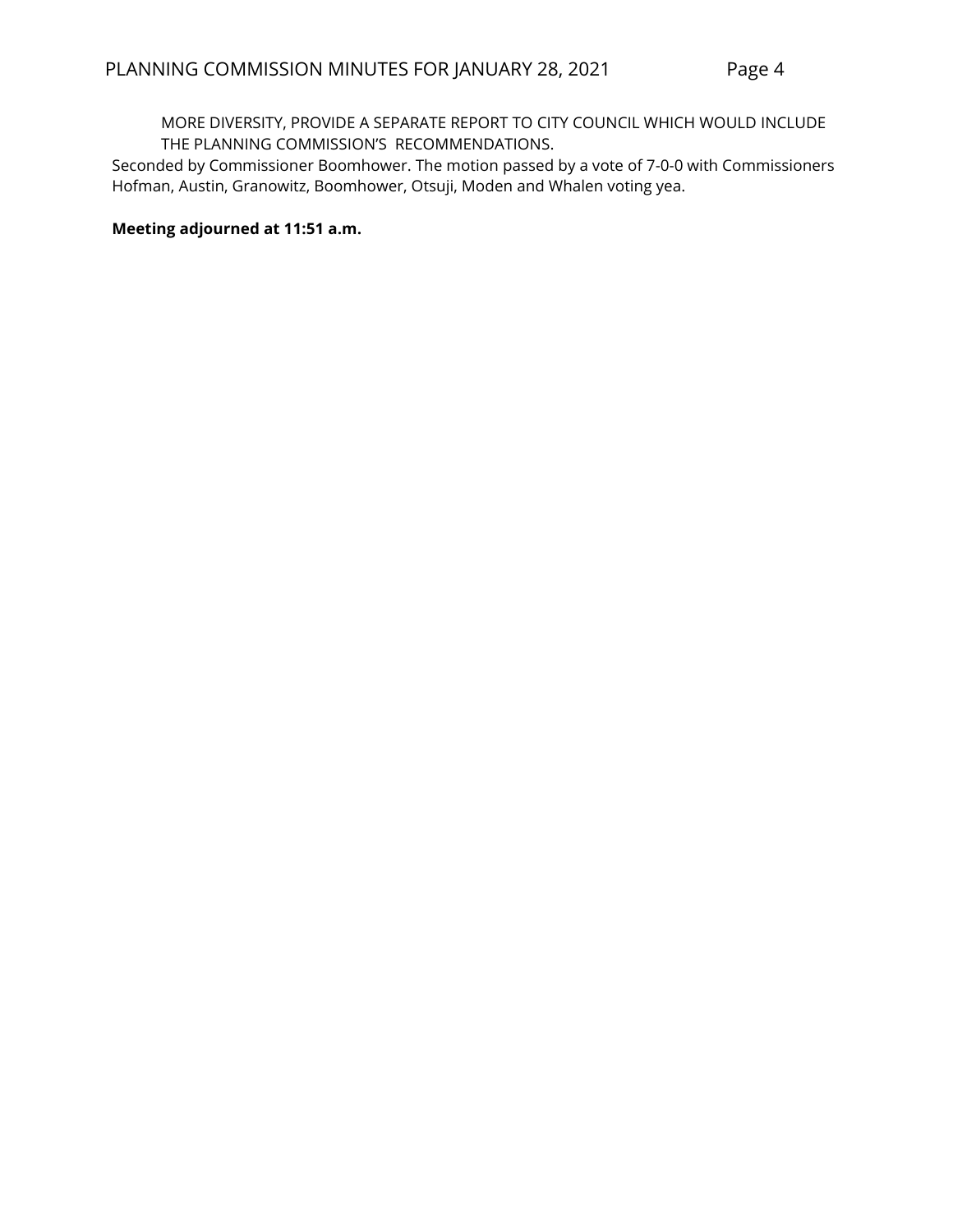MORE DIVERSITY, PROVIDE A SEPARATE REPORT TO CITY COUNCIL WHICH WOULD INCLUDE THE PLANNING COMMISSION'S RECOMMENDATIONS.

Seconded by Commissioner Boomhower. The motion passed by a vote of 7-0-0 with Commissioners Hofman, Austin, Granowitz, Boomhower, Otsuji, Moden and Whalen voting yea.

**Meeting adjourned at 11:51 a.m.**